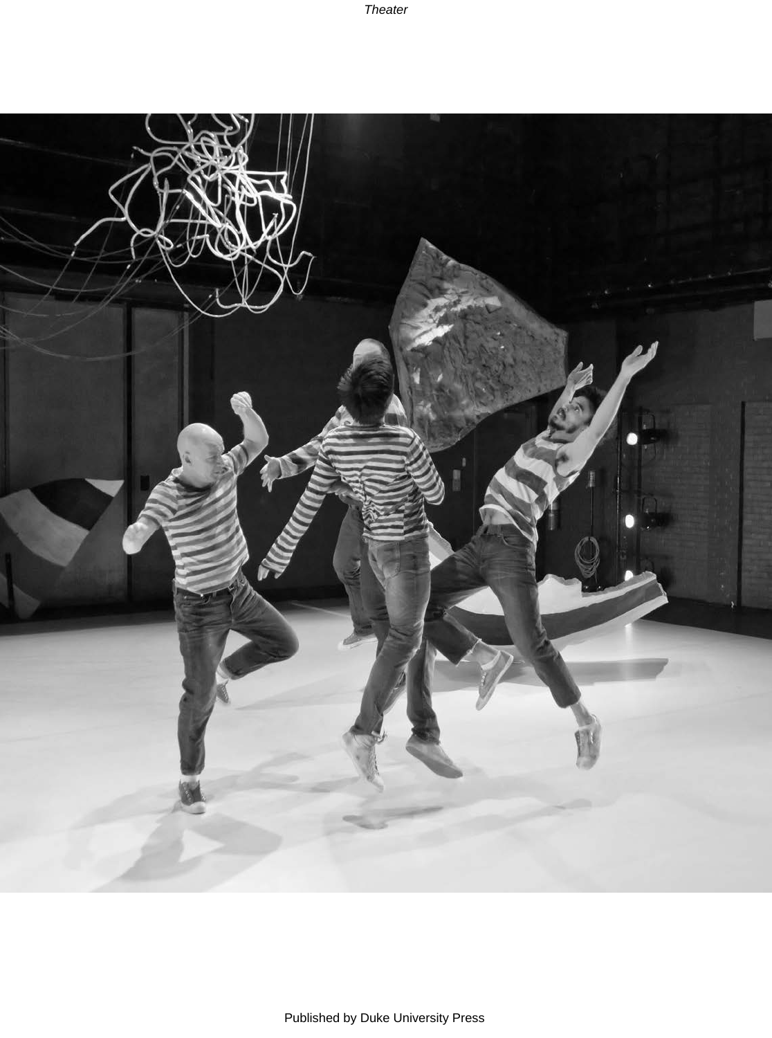*Theater*

Published by Duke University Press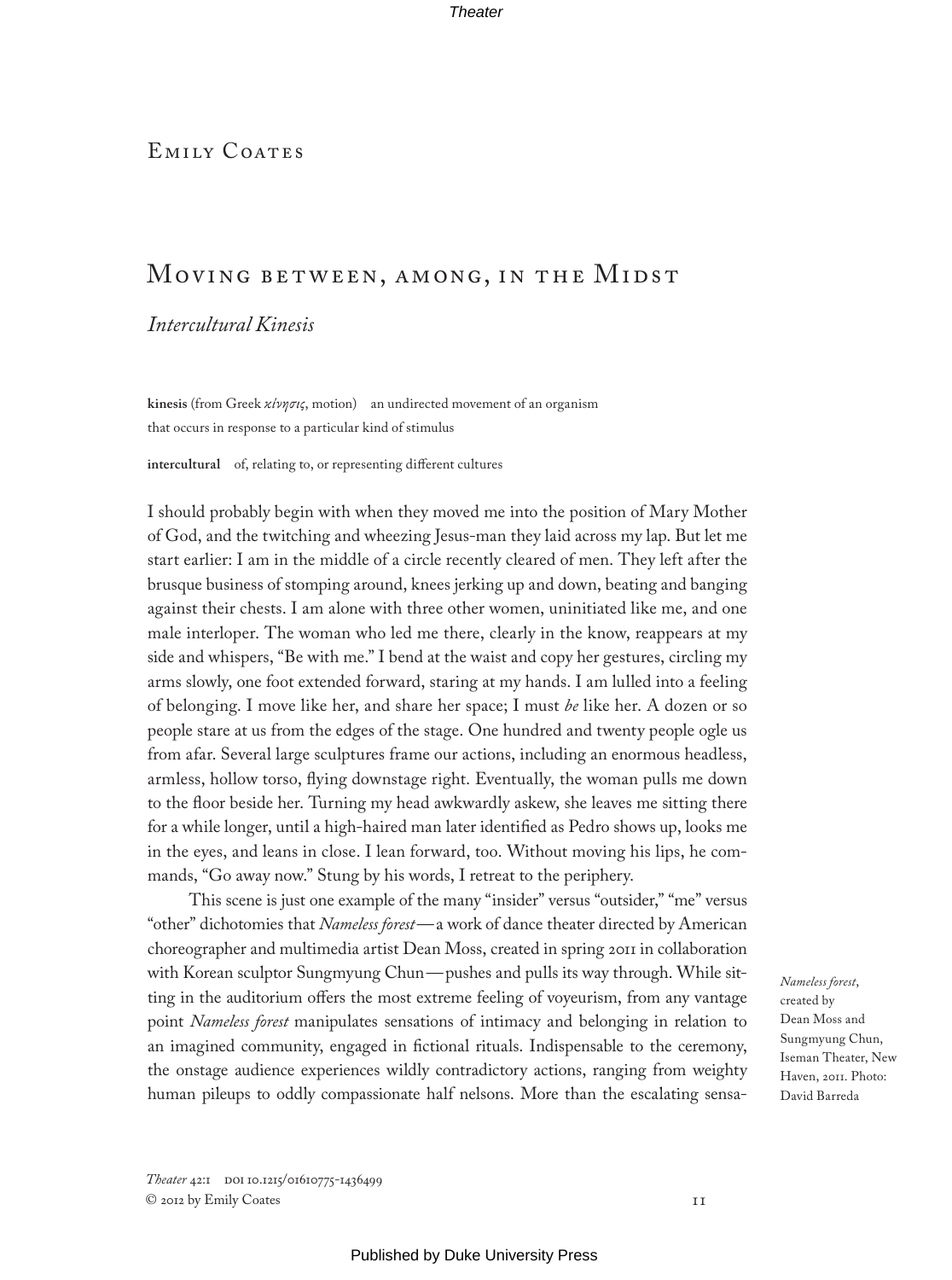Emily Coates

# Moving between, among, in the Midst

## *Intercultural Kinesis*

**kinesis** (from Greek *κίνησις*, motion) an undirected movement of an organism that occurs in response to a particular kind of stimulus

**intercultural** of, relating to, or representing different cultures

I should probably begin with when they moved me into the position of Mary Mother of God, and the twitching and wheezing Jesus-man they laid across my lap. But let me start earlier: I am in the middle of a circle recently cleared of men. They left after the brusque business of stomping around, knees jerking up and down, beating and banging against their chests. I am alone with three other women, uninitiated like me, and one male interloper. The woman who led me there, clearly in the know, reappears at my side and whispers, "Be with me." I bend at the waist and copy her gestures, circling my arms slowly, one foot extended forward, staring at my hands. I am lulled into a feeling of belonging. I move like her, and share her space; I must *be* like her. A dozen or so people stare at us from the edges of the stage. One hundred and twenty people ogle us from afar. Several large sculptures frame our actions, including an enormous headless, armless, hollow torso, flying downstage right. Eventually, the woman pulls me down to the floor beside her. Turning my head awkwardly askew, she leaves me sitting there for a while longer, until a high-haired man later identified as Pedro shows up, looks me in the eyes, and leans in close. I lean forward, too. Without moving his lips, he commands, "Go away now." Stung by his words, I retreat to the periphery.

This scene is just one example of the many "insider" versus "outsider," "me" versus "other" dichotomies that *Nameless forest*—a work of dance theater directed by American choreographer and multimedia artist Dean Moss, created in spring 2011 in collaboration with Korean sculptor Sungmyung Chun—pushes and pulls its way through. While sitting in the auditorium offers the most extreme feeling of voyeurism, from any vantage point *Nameless forest* manipulates sensations of intimacy and belonging in relation to an imagined community, engaged in fictional rituals. Indispensable to the ceremony, the onstage audience experiences wildly contradictory actions, ranging from weighty human pileups to oddly compassionate half nelsons. More than the escalating sensa-

*Nameless forest*, created by Dean Moss and Sungmyung Chun, Iseman Theater, New Haven, 2011. Photo: David Barreda

*Theater* 42:1 DOI 10.1215/01610775-1436499
© 2012 by Emily Coates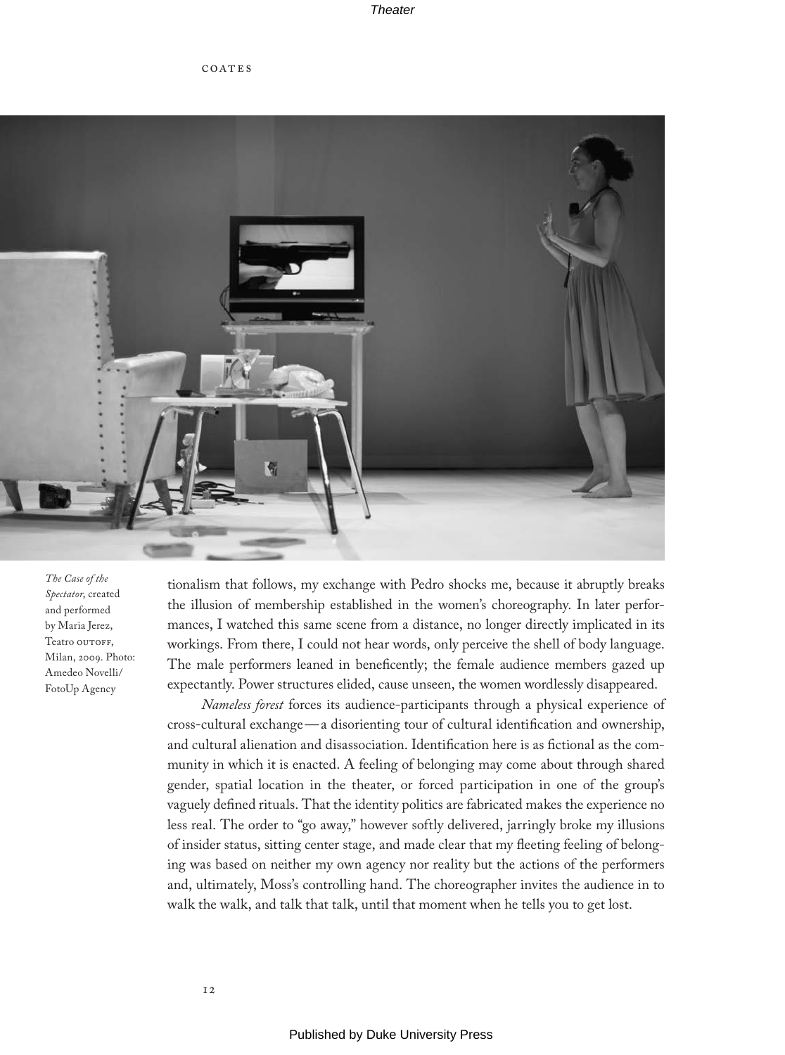*The Case of the Spectator*, created and performed by Maria Jerez, Teatro OUTOFF, Milan, 2009. Photo: Amedeo Novelli/ FotoUp Agency

tionalism that follows, my exchange with Pedro shocks me, because it abruptly breaks the illusion of membership established in the women's choreography. In later performances, I watched this same scene from a distance, no longer directly implicated in its workings. From there, I could not hear words, only perceive the shell of body language. The male performers leaned in beneficently; the female audience members gazed up expectantly. Power structures elided, cause unseen, the women wordlessly disappeared.

*Nameless forest* forces its audience-participants through a physical experience of cross-cultural exchange—a disorienting tour of cultural identification and ownership, and cultural alienation and disassociation. Identification here is as fictional as the community in which it is enacted. A feeling of belonging may come about through shared gender, spatial location in the theater, or forced participation in one of the group's vaguely defined rituals. That the identity politics are fabricated makes the experience no less real. The order to "go away," however softly delivered, jarringly broke my illusions of insider status, sitting center stage, and made clear that my fleeting feeling of belonging was based on neither my own agency nor reality but the actions of the performers and, ultimately, Moss's controlling hand. The choreographer invites the audience in to walk the walk, and talk that talk, until that moment when he tells you to get lost.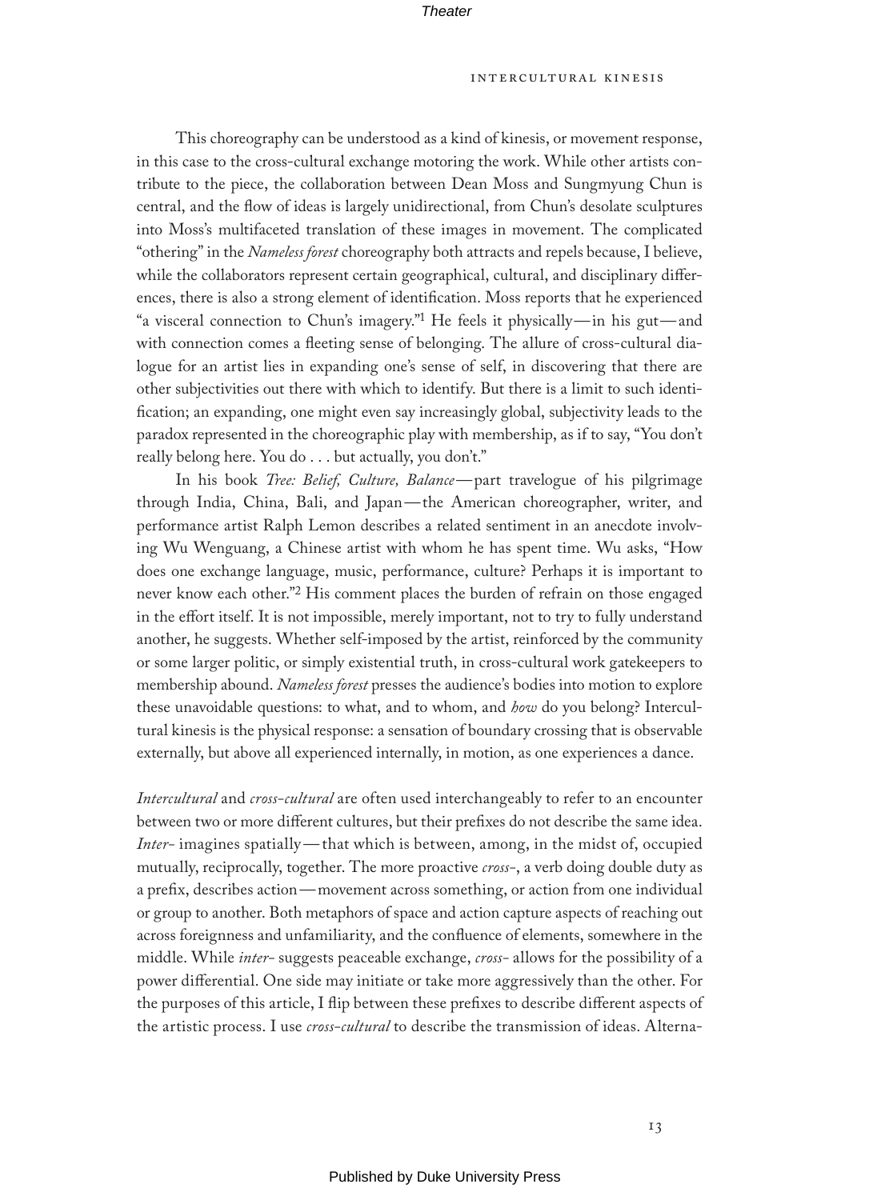This choreography can be understood as a kind of kinesis, or movement response, in this case to the cross-cultural exchange motoring the work. While other artists contribute to the piece, the collaboration between Dean Moss and Sungmyung Chun is central, and the flow of ideas is largely unidirectional, from Chun's desolate sculptures into Moss's multifaceted translation of these images in movement. The complicated "othering" in the *Nameless forest* choreography both attracts and repels because, I believe, while the collaborators represent certain geographical, cultural, and disciplinary differences, there is also a strong element of identification. Moss reports that he experienced "a visceral connection to Chun's imagery."[1] He feels it physically—in his gut—and with connection comes a fleeting sense of belonging. The allure of cross-cultural dialogue for an artist lies in expanding one's sense of self, in discovering that there are other subjectivities out there with which to identify. But there is a limit to such identification; an expanding, one might even say increasingly global, subjectivity leads to the paradox represented in the choreographic play with membership, as if to say, "You don't really belong here. You do . . . but actually, you don't."

In his book *Tree: Belief, Culture, Balance*—part travelogue of his pilgrimage through India, China, Bali, and Japan—the American choreographer, writer, and performance artist Ralph Lemon describes a related sentiment in an anecdote involving Wu Wenguang, a Chinese artist with whom he has spent time. Wu asks, "How does one exchange language, music, performance, culture? Perhaps it is important to never know each other."[2] His comment places the burden of refrain on those engaged in the effort itself. It is not impossible, merely important, not to try to fully understand another, he suggests. Whether self-imposed by the artist, reinforced by the community or some larger politic, or simply existential truth, in cross-cultural work gatekeepers to membership abound. *Nameless forest* presses the audience's bodies into motion to explore these unavoidable questions: to what, and to whom, and *how* do you belong? Intercultural kinesis is the physical response: a sensation of boundary crossing that is observable externally, but above all experienced internally, in motion, as one experiences a dance.

*Intercultural* and *cross-cultural* are often used interchangeably to refer to an encounter between two or more different cultures, but their prefixes do not describe the same idea. *Inter-* imagines spatially—that which is between, among, in the midst of, occupied mutually, reciprocally, together. The more proactive *cross-*, a verb doing double duty as a prefix, describes action—movement across something, or action from one individual or group to another. Both metaphors of space and action capture aspects of reaching out across foreignness and unfamiliarity, and the confluence of elements, somewhere in the middle. While *inter-* suggests peaceable exchange, *cross-* allows for the possibility of a power differential. One side may initiate or take more aggressively than the other. For the purposes of this article, I flip between these prefixes to describe different aspects of the artistic process. I use *cross-cultural* to describe the transmission of ideas. Alterna-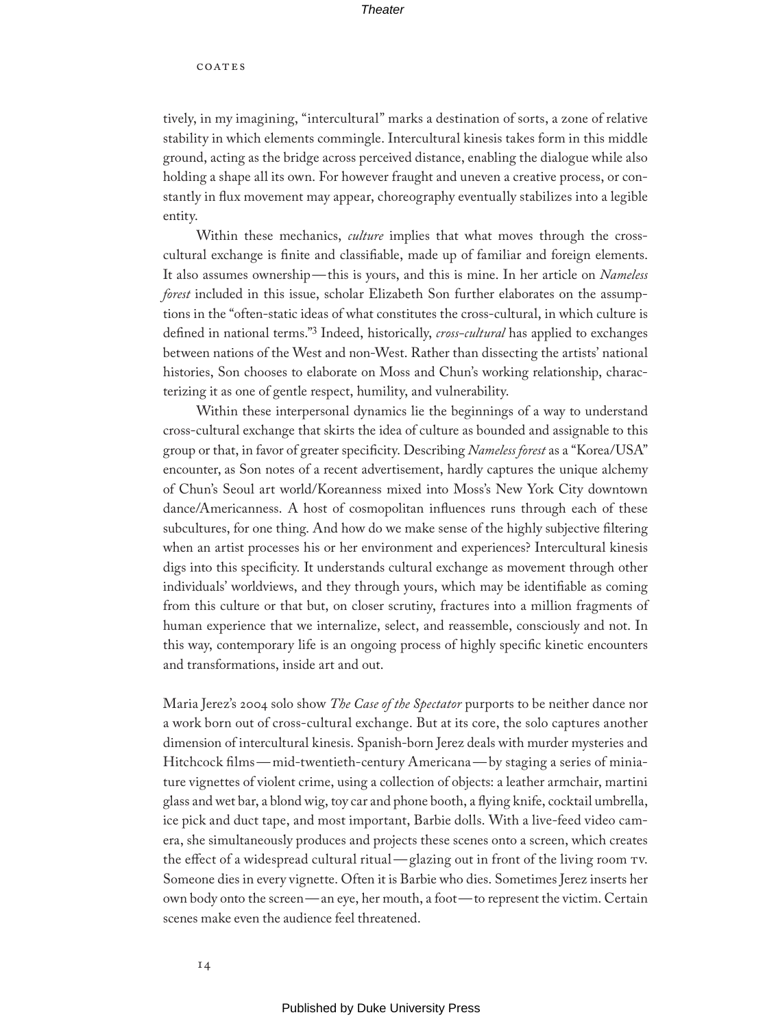tively, in my imagining, "intercultural" marks a destination of sorts, a zone of relative stability in which elements commingle. Intercultural kinesis takes form in this middle ground, acting as the bridge across perceived distance, enabling the dialogue while also holding a shape all its own. For however fraught and uneven a creative process, or constantly in flux movement may appear, choreography eventually stabilizes into a legible entity.

Within these mechanics, *culture* implies that what moves through the cross-cultural exchange is finite and classifiable, made up of familiar and foreign elements. It also assumes ownership—this is yours, and this is mine. In her article on *Nameless forest* included in this issue, scholar Elizabeth Son further elaborates on the assumptions in the "often-static ideas of what constitutes the cross-cultural, in which culture is defined in national terms."[3] Indeed, historically, *cross-cultural* has applied to exchanges between nations of the West and non-West. Rather than dissecting the artists' national histories, Son chooses to elaborate on Moss and Chun's working relationship, characterizing it as one of gentle respect, humility, and vulnerability.

Within these interpersonal dynamics lie the beginnings of a way to understand cross-cultural exchange that skirts the idea of culture as bounded and assignable to this group or that, in favor of greater specificity. Describing *Nameless forest* as a "Korea/USA" encounter, as Son notes of a recent advertisement, hardly captures the unique alchemy of Chun's Seoul art world/Koreanness mixed into Moss's New York City downtown dance/Americanness. A host of cosmopolitan influences runs through each of these subcultures, for one thing. And how do we make sense of the highly subjective filtering when an artist processes his or her environment and experiences? Intercultural kinesis digs into this specificity. It understands cultural exchange as movement through other individuals' worldviews, and they through yours, which may be identifiable as coming from this culture or that but, on closer scrutiny, fractures into a million fragments of human experience that we internalize, select, and reassemble, consciously and not. In this way, contemporary life is an ongoing process of highly specific kinetic encounters and transformations, inside art and out.

Maria Jerez's 2004 solo show *The Case of the Spectator* purports to be neither dance nor a work born out of cross-cultural exchange. But at its core, the solo captures another dimension of intercultural kinesis. Spanish-born Jerez deals with murder mysteries and Hitchcock films—mid-twentieth-century Americana—by staging a series of miniature vignettes of violent crime, using a collection of objects: a leather armchair, martini glass and wet bar, a blond wig, toy car and phone booth, a flying knife, cocktail umbrella, ice pick and duct tape, and most important, Barbie dolls. With a live-feed video camera, she simultaneously produces and projects these scenes onto a screen, which creates the effect of a widespread cultural ritual—glazing out in front of the living room TV. Someone dies in every vignette. Often it is Barbie who dies. Sometimes Jerez inserts her own body onto the screen—an eye, her mouth, a foot—to represent the victim. Certain scenes make even the audience feel threatened.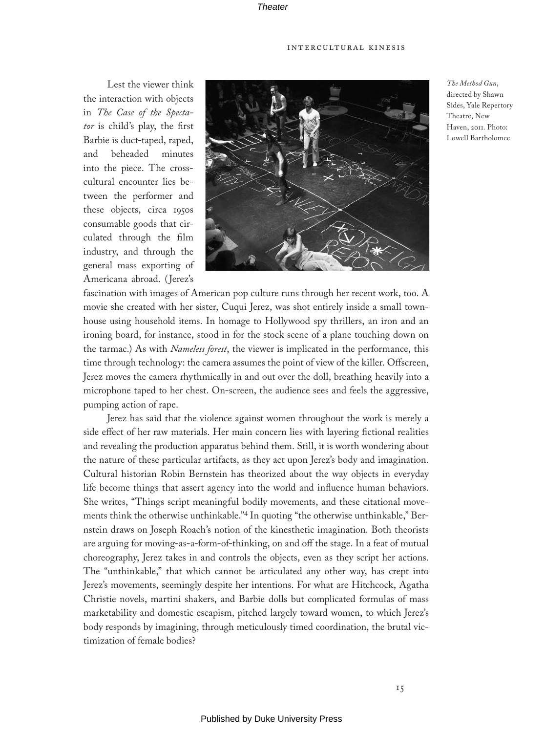*The Method Gun*, directed by Shawn Sides, Yale Repertory Theatre, New Haven, 2011. Photo: Lowell Bartholomee

Lest the viewer think the interaction with objects in *The Case of the Spectator* is child's play, the first Barbie is duct-taped, raped, and beheaded minutes into the piece. The cross-cultural encounter lies between the performer and these objects, circa 1950s consumable goods that circulated through the film industry, and through the general mass exporting of Americana abroad. (Jerez's fascination with images of American pop culture runs through her recent work, too. A movie she created with her sister, Cuqui Jerez, was shot entirely inside a small townhouse using household items. In homage to Hollywood spy thrillers, an iron and an ironing board, for instance, stood in for the stock scene of a plane touching down on the tarmac.) As with *Nameless forest*, the viewer is implicated in the performance, this time through technology: the camera assumes the point of view of the killer. Offscreen, Jerez moves the camera rhythmically in and out over the doll, breathing heavily into a microphone taped to her chest. On-screen, the audience sees and feels the aggressive, pumping action of rape.

Jerez has said that the violence against women throughout the work is merely a side effect of her raw materials. Her main concern lies with layering fictional realities and revealing the production apparatus behind them. Still, it is worth wondering about the nature of these particular artifacts, as they act upon Jerez's body and imagination. Cultural historian Robin Bernstein has theorized about the way objects in everyday life become things that assert agency into the world and influence human behaviors. She writes, "Things script meaningful bodily movements, and these citational movements think the otherwise unthinkable."[4] In quoting "the otherwise unthinkable," Bernstein draws on Joseph Roach's notion of the kinesthetic imagination. Both theorists are arguing for moving-as-a-form-of-thinking, on and off the stage. In a feat of mutual choreography, Jerez takes in and controls the objects, even as they script her actions. The "unthinkable," that which cannot be articulated any other way, has crept into Jerez's movements, seemingly despite her intentions. For what are Hitchcock, Agatha Christie novels, martini shakers, and Barbie dolls but complicated formulas of mass marketability and domestic escapism, pitched largely toward women, to which Jerez's body responds by imagining, through meticulously timed coordination, the brutal victimization of female bodies?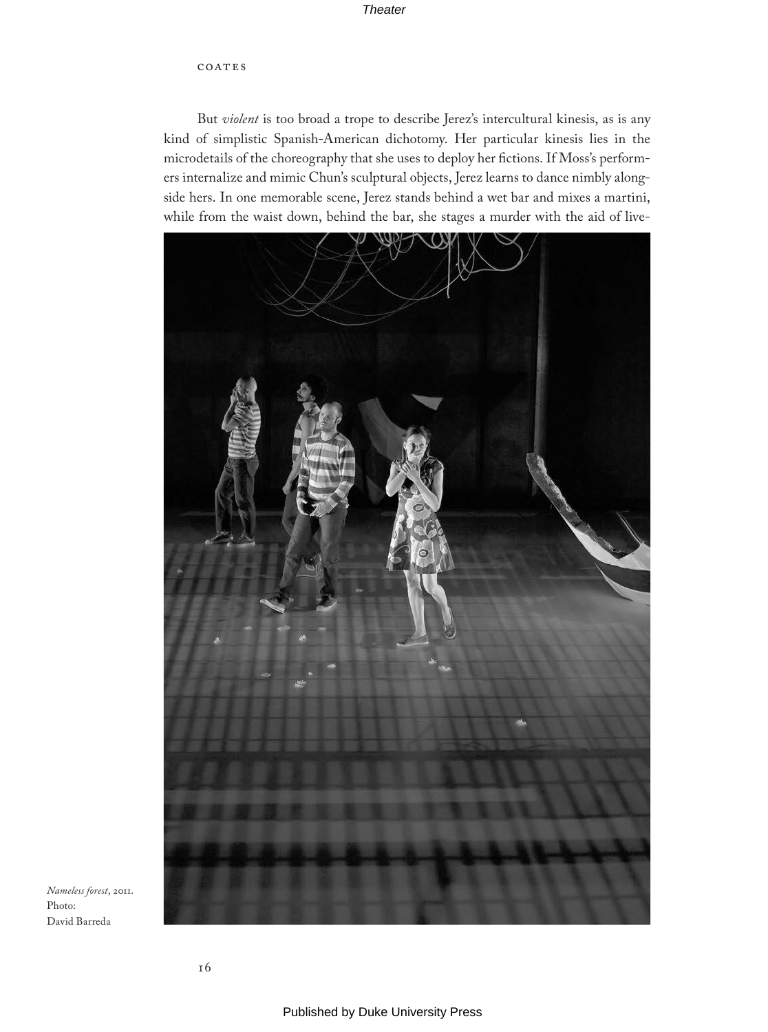But *violent* is too broad a trope to describe Jerez's intercultural kinesis, as is any kind of simplistic Spanish-American dichotomy. Her particular kinesis lies in the microdetails of the choreography that she uses to deploy her fictions. If Moss's performers internalize and mimic Chun's sculptural objects, Jerez learns to dance nimbly alongside hers. In one memorable scene, Jerez stands behind a wet bar and mixes a martini, while from the waist down, behind the bar, she stages a murder with the aid of live-

*Nameless forest*, 2011. Photo: David Barreda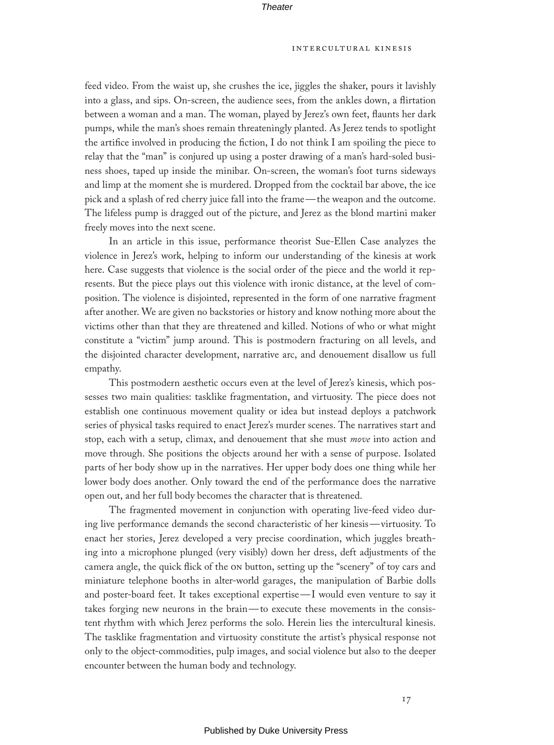feed video. From the waist up, she crushes the ice, jiggles the shaker, pours it lavishly into a glass, and sips. On-screen, the audience sees, from the ankles down, a flirtation between a woman and a man. The woman, played by Jerez's own feet, flaunts her dark pumps, while the man's shoes remain threateningly planted. As Jerez tends to spotlight the artifice involved in producing the fiction, I do not think I am spoiling the piece to relay that the "man" is conjured up using a poster drawing of a man's hard-soled business shoes, taped up inside the minibar. On-screen, the woman's foot turns sideways and limp at the moment she is murdered. Dropped from the cocktail bar above, the ice pick and a splash of red cherry juice fall into the frame — the weapon and the outcome. The lifeless pump is dragged out of the picture, and Jerez as the blond martini maker freely moves into the next scene.

In an article in this issue, performance theorist Sue-Ellen Case analyzes the violence in Jerez's work, helping to inform our understanding of the kinesis at work here. Case suggests that violence is the social order of the piece and the world it represents. But the piece plays out this violence with ironic distance, at the level of composition. The violence is disjointed, represented in the form of one narrative fragment after another. We are given no backstories or history and know nothing more about the victims other than that they are threatened and killed. Notions of who or what might constitute a "victim" jump around. This is postmodern fracturing on all levels, and the disjointed character development, narrative arc, and denouement disallow us full empathy.

This postmodern aesthetic occurs even at the level of Jerez's kinesis, which possesses two main qualities: tasklike fragmentation, and virtuosity. The piece does not establish one continuous movement quality or idea but instead deploys a patchwork series of physical tasks required to enact Jerez's murder scenes. The narratives start and stop, each with a setup, climax, and denouement that she must *move* into action and move through. She positions the objects around her with a sense of purpose. Isolated parts of her body show up in the narratives. Her upper body does one thing while her lower body does another. Only toward the end of the performance does the narrative open out, and her full body becomes the character that is threatened.

The fragmented movement in conjunction with operating live-feed video during live performance demands the second characteristic of her kinesis — virtuosity. To enact her stories, Jerez developed a very precise coordination, which juggles breathing into a microphone plunged (very visibly) down her dress, deft adjustments of the camera angle, the quick flick of the ON button, setting up the "scenery" of toy cars and miniature telephone booths in alter-world garages, the manipulation of Barbie dolls and poster-board feet. It takes exceptional expertise — I would even venture to say it takes forging new neurons in the brain — to execute these movements in the consistent rhythm with which Jerez performs the solo. Herein lies the intercultural kinesis. The tasklike fragmentation and virtuosity constitute the artist's physical response not only to the object-commodities, pulp images, and social violence but also to the deeper encounter between the human body and technology.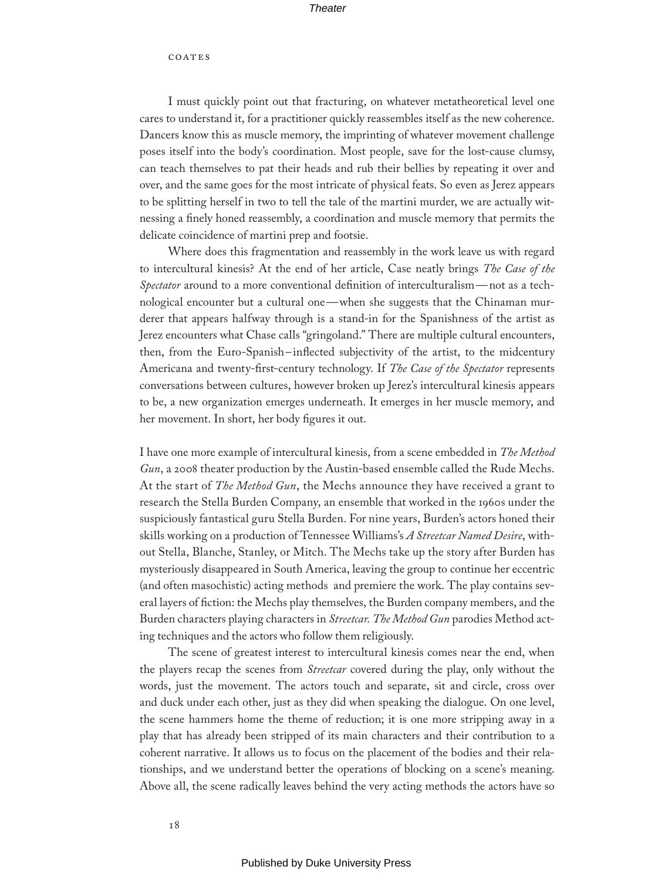I must quickly point out that fracturing, on whatever metatheoretical level one cares to understand it, for a practitioner quickly reassembles itself as the new coherence. Dancers know this as muscle memory, the imprinting of whatever movement challenge poses itself into the body's coordination. Most people, save for the lost-cause clumsy, can teach themselves to pat their heads and rub their bellies by repeating it over and over, and the same goes for the most intricate of physical feats. So even as Jerez appears to be splitting herself in two to tell the tale of the martini murder, we are actually witnessing a finely honed reassembly, a coordination and muscle memory that permits the delicate coincidence of martini prep and footsie.

Where does this fragmentation and reassembly in the work leave us with regard to intercultural kinesis? At the end of her article, Case neatly brings *The Case of the Spectator* around to a more conventional definition of interculturalism—not as a technological encounter but a cultural one—when she suggests that the Chinaman murderer that appears halfway through is a stand-in for the Spanishness of the artist as Jerez encounters what Chase calls "gringoland." There are multiple cultural encounters, then, from the Euro-Spanish–inflected subjectivity of the artist, to the midcentury Americana and twenty-first-century technology. If *The Case of the Spectator* represents conversations between cultures, however broken up Jerez's intercultural kinesis appears to be, a new organization emerges underneath. It emerges in her muscle memory, and her movement. In short, her body figures it out.

I have one more example of intercultural kinesis, from a scene embedded in *The Method Gun*, a 2008 theater production by the Austin-based ensemble called the Rude Mechs. At the start of *The Method Gun*, the Mechs announce they have received a grant to research the Stella Burden Company, an ensemble that worked in the 1960s under the suspiciously fantastical guru Stella Burden. For nine years, Burden's actors honed their skills working on a production of Tennessee Williams's *A Streetcar Named Desire*, without Stella, Blanche, Stanley, or Mitch. The Mechs take up the story after Burden has mysteriously disappeared in South America, leaving the group to continue her eccentric (and often masochistic) acting methods and premiere the work. The play contains several layers of fiction: the Mechs play themselves, the Burden company members, and the Burden characters playing characters in *Streetcar. The Method Gun* parodies Method acting techniques and the actors who follow them religiously.

The scene of greatest interest to intercultural kinesis comes near the end, when the players recap the scenes from *Streetcar* covered during the play, only without the words, just the movement. The actors touch and separate, sit and circle, cross over and duck under each other, just as they did when speaking the dialogue. On one level, the scene hammers home the theme of reduction; it is one more stripping away in a play that has already been stripped of its main characters and their contribution to a coherent narrative. It allows us to focus on the placement of the bodies and their relationships, and we understand better the operations of blocking on a scene's meaning. Above all, the scene radically leaves behind the very acting methods the actors have so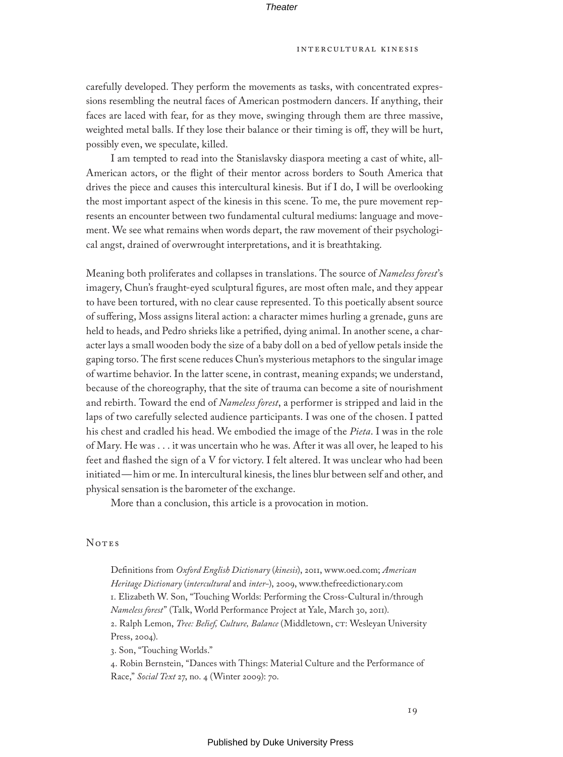carefully developed. They perform the movements as tasks, with concentrated expressions resembling the neutral faces of American postmodern dancers. If anything, their faces are laced with fear, for as they move, swinging through them are three massive, weighted metal balls. If they lose their balance or their timing is off, they will be hurt, possibly even, we speculate, killed.

I am tempted to read into the Stanislavsky diaspora meeting a cast of white, all-American actors, or the flight of their mentor across borders to South America that drives the piece and causes this intercultural kinesis. But if I do, I will be overlooking the most important aspect of the kinesis in this scene. To me, the pure movement represents an encounter between two fundamental cultural mediums: language and movement. We see what remains when words depart, the raw movement of their psychological angst, drained of overwrought interpretations, and it is breathtaking.

Meaning both proliferates and collapses in translations. The source of *Nameless forest*'s imagery, Chun's fraught-eyed sculptural figures, are most often male, and they appear to have been tortured, with no clear cause represented. To this poetically absent source of suffering, Moss assigns literal action: a character mimes hurling a grenade, guns are held to heads, and Pedro shrieks like a petrified, dying animal. In another scene, a character lays a small wooden body the size of a baby doll on a bed of yellow petals inside the gaping torso. The first scene reduces Chun's mysterious metaphors to the singular image of wartime behavior. In the latter scene, in contrast, meaning expands; we understand, because of the choreography, that the site of trauma can become a site of nourishment and rebirth. Toward the end of *Nameless forest*, a performer is stripped and laid in the laps of two carefully selected audience participants. I was one of the chosen. I patted his chest and cradled his head. We embodied the image of the *Pieta*. I was in the role of Mary. He was . . . it was uncertain who he was. After it was all over, he leaped to his feet and flashed the sign of a V for victory. I felt altered. It was unclear who had been initiated—him or me. In intercultural kinesis, the lines blur between self and other, and physical sensation is the barometer of the exchange.

More than a conclusion, this article is a provocation in motion.

## Notes

Definitions from *Oxford English Dictionary* (*kinesis*), 2011, www.oed.com; *American Heritage Dictionary* (*intercultural* and *inter-*), 2009, www.thefreedictionary.com

1. Elizabeth W. Son, "Touching Worlds: Performing the Cross-Cultural in/through *Nameless forest*" (Talk, World Performance Project at Yale, March 30, 2011).
2. Ralph Lemon, *Tree: Belief, Culture, Balance* (Middletown, CT: Wesleyan University Press, 2004).
3. Son, "Touching Worlds."
4. Robin Bernstein, "Dances with Things: Material Culture and the Performance of Race," *Social Text* 27, no. 4 (Winter 2009): 70.